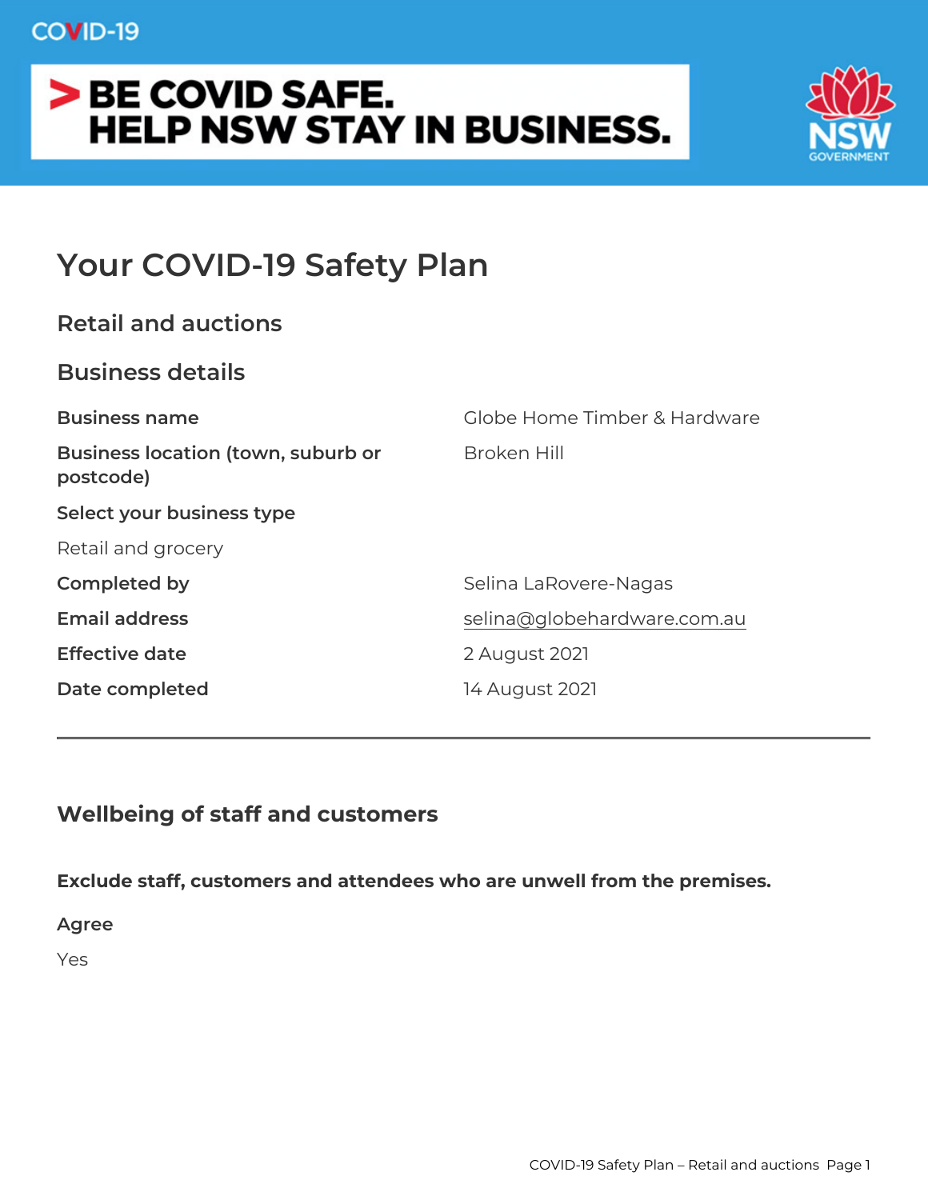COVID-19

**> BE COVID SAFE.
HELP NSW STAY IN BUSINESS.**

# Your COVID-19 Safety Plan

## Retail and auctions

## Business details

| | |
|---|---|
| **Business name** | Globe Home Timber & Hardware |
| **Business location (town, suburb or postcode)** | Broken Hill |

**Select your business type**

Retail and grocery

| | |
|---|---|
| **Completed by** | Selina LaRovere-Nagas |
| **Email address** | selina@globehardware.com.au |
| **Effective date** | 2 August 2021 |
| **Date completed** | 14 August 2021 |

---

## Wellbeing of staff and customers

**Exclude staff, customers and attendees who are unwell from the premises.**

**Agree**

Yes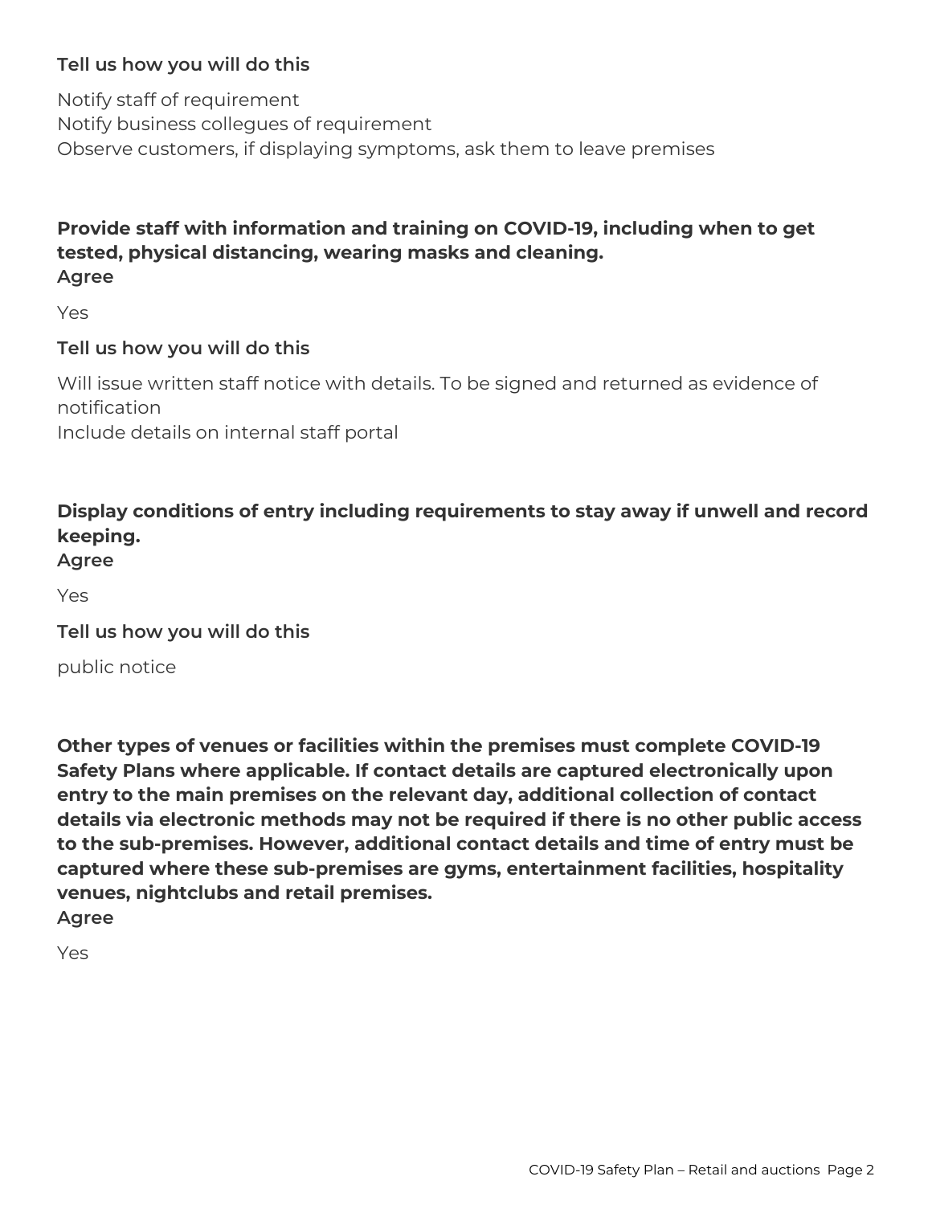**Tell us how you will do this**

Notify staff of requirement
Notify business collegues of requirement
Observe customers, if displaying symptoms, ask them to leave premises

**Provide staff with information and training on COVID-19, including when to get tested, physical distancing, wearing masks and cleaning.**
**Agree**

Yes

**Tell us how you will do this**

Will issue written staff notice with details. To be signed and returned as evidence of notification
Include details on internal staff portal

**Display conditions of entry including requirements to stay away if unwell and record keeping.**
**Agree**

Yes

**Tell us how you will do this**

public notice

**Other types of venues or facilities within the premises must complete COVID-19 Safety Plans where applicable. If contact details are captured electronically upon entry to the main premises on the relevant day, additional collection of contact details via electronic methods may not be required if there is no other public access to the sub-premises. However, additional contact details and time of entry must be captured where these sub-premises are gyms, entertainment facilities, hospitality venues, nightclubs and retail premises.**
**Agree**

Yes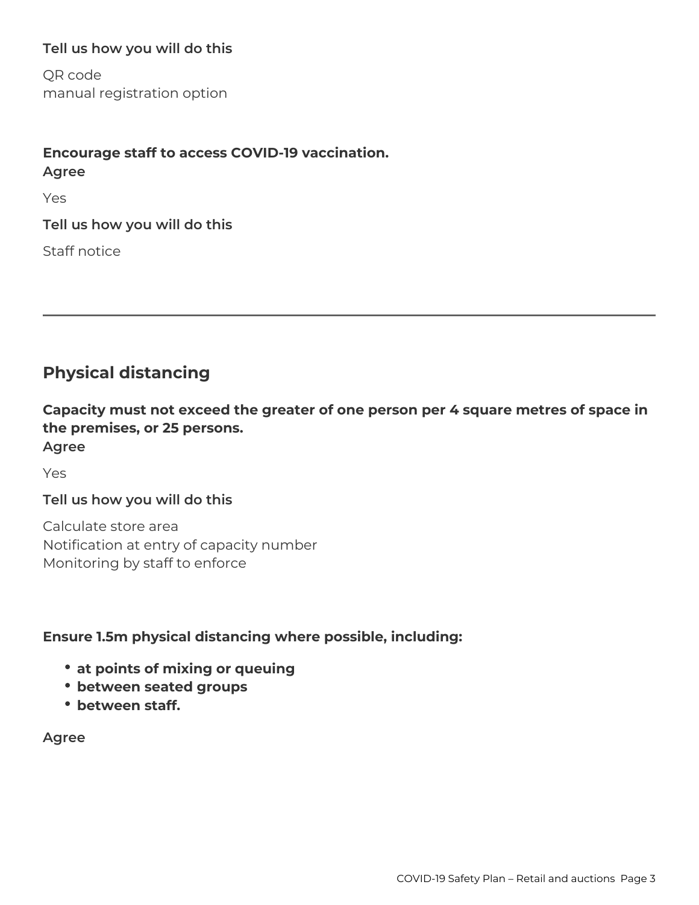**Tell us how you will do this**

QR code
manual registration option

**Encourage staff to access COVID-19 vaccination.**
**Agree**

Yes

**Tell us how you will do this**

Staff notice

---

## Physical distancing

**Capacity must not exceed the greater of one person per 4 square metres of space in the premises, or 25 persons.**
**Agree**

Yes

**Tell us how you will do this**

Calculate store area
Notification at entry of capacity number
Monitoring by staff to enforce

**Ensure 1.5m physical distancing where possible, including:**

- **at points of mixing or queuing**
- **between seated groups**
- **between staff.**

**Agree**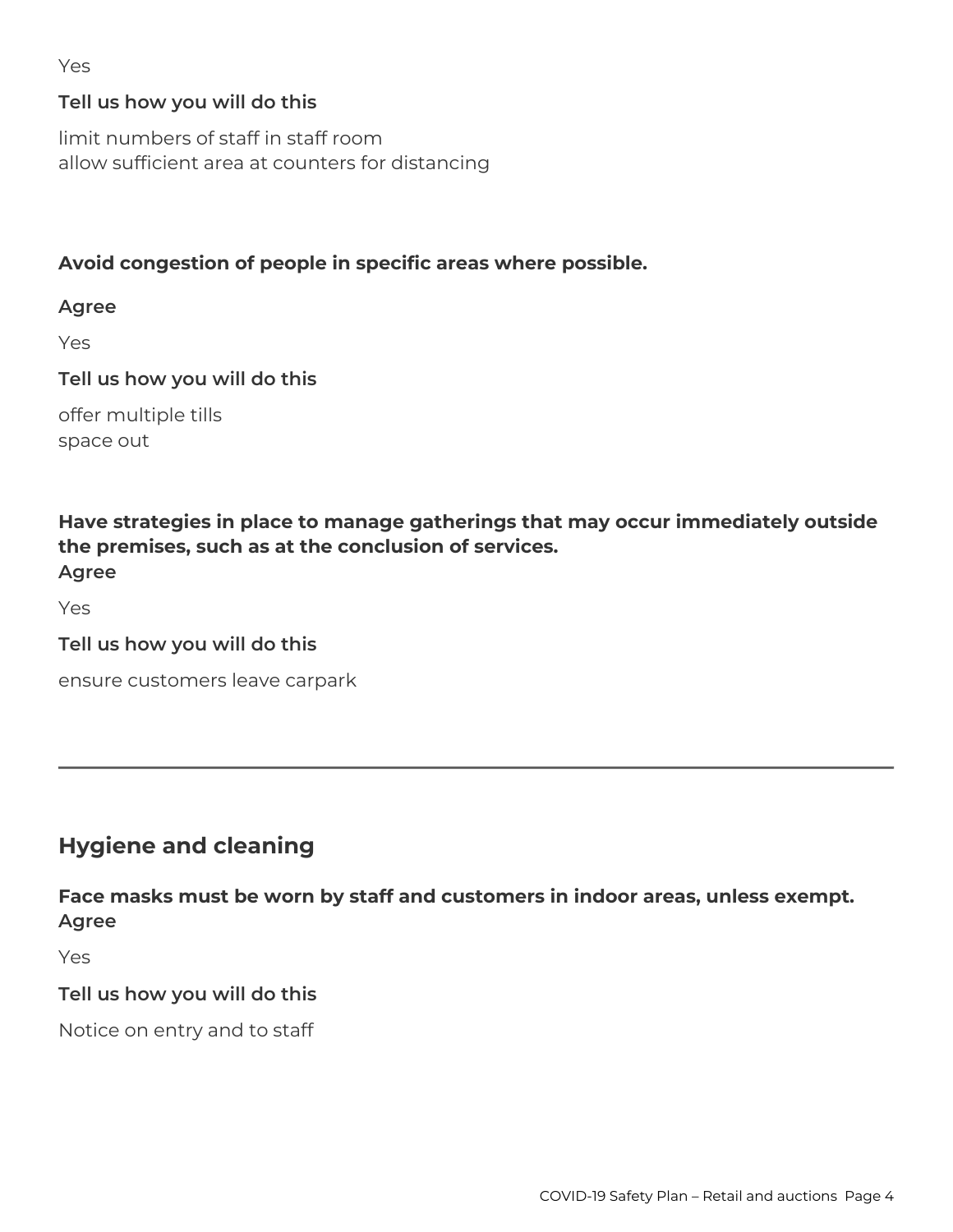Yes

**Tell us how you will do this**

limit numbers of staff in staff room
allow sufficient area at counters for distancing

**Avoid congestion of people in specific areas where possible.**

**Agree**

Yes

**Tell us how you will do this**

offer multiple tills
space out

**Have strategies in place to manage gatherings that may occur immediately outside the premises, such as at the conclusion of services.**

**Agree**

Yes

**Tell us how you will do this**

ensure customers leave carpark

---

## Hygiene and cleaning

**Face masks must be worn by staff and customers in indoor areas, unless exempt.**

**Agree**

Yes

**Tell us how you will do this**

Notice on entry and to staff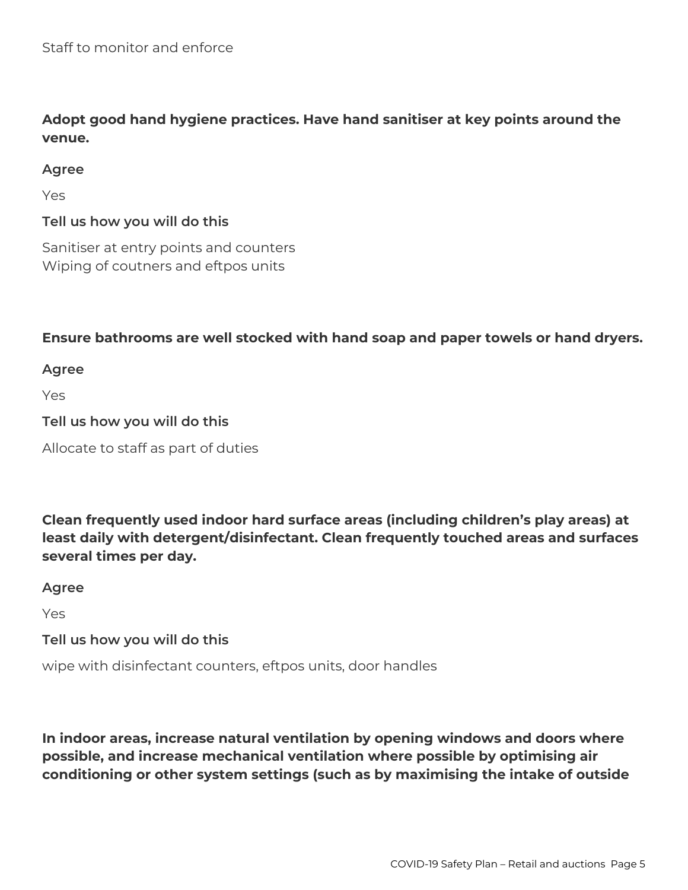Staff to monitor and enforce

**Adopt good hand hygiene practices. Have hand sanitiser at key points around the venue.**

**Agree**

Yes

**Tell us how you will do this**

Sanitiser at entry points and counters
Wiping of coutners and eftpos units

**Ensure bathrooms are well stocked with hand soap and paper towels or hand dryers.**

**Agree**

Yes

**Tell us how you will do this**

Allocate to staff as part of duties

**Clean frequently used indoor hard surface areas (including children's play areas) at least daily with detergent/disinfectant. Clean frequently touched areas and surfaces several times per day.**

**Agree**

Yes

**Tell us how you will do this**

wipe with disinfectant counters, eftpos units, door handles

**In indoor areas, increase natural ventilation by opening windows and doors where possible, and increase mechanical ventilation where possible by optimising air conditioning or other system settings (such as by maximising the intake of outside**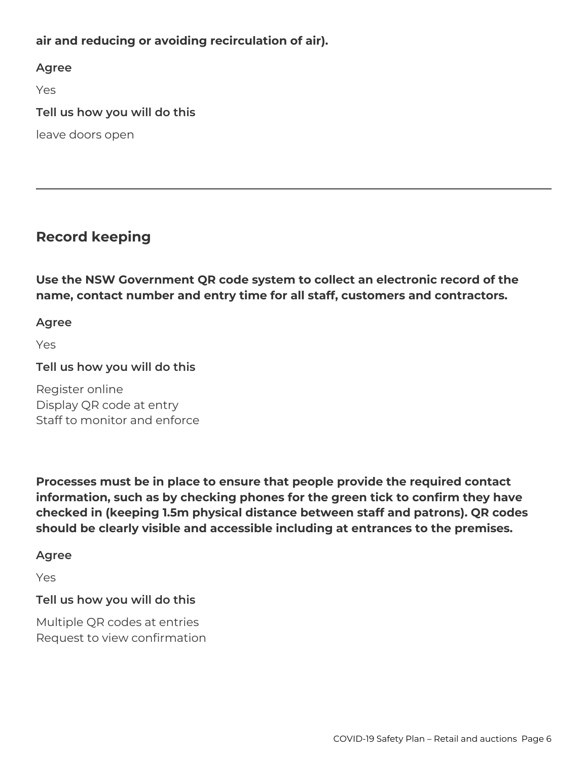**air and reducing or avoiding recirculation of air).**

**Agree**

Yes

**Tell us how you will do this**

leave doors open

---

## Record keeping

**Use the NSW Government QR code system to collect an electronic record of the name, contact number and entry time for all staff, customers and contractors.**

**Agree**

Yes

**Tell us how you will do this**

Register online
Display QR code at entry
Staff to monitor and enforce

**Processes must be in place to ensure that people provide the required contact information, such as by checking phones for the green tick to confirm they have checked in (keeping 1.5m physical distance between staff and patrons). QR codes should be clearly visible and accessible including at entrances to the premises.**

**Agree**

Yes

**Tell us how you will do this**

Multiple QR codes at entries
Request to view confirmation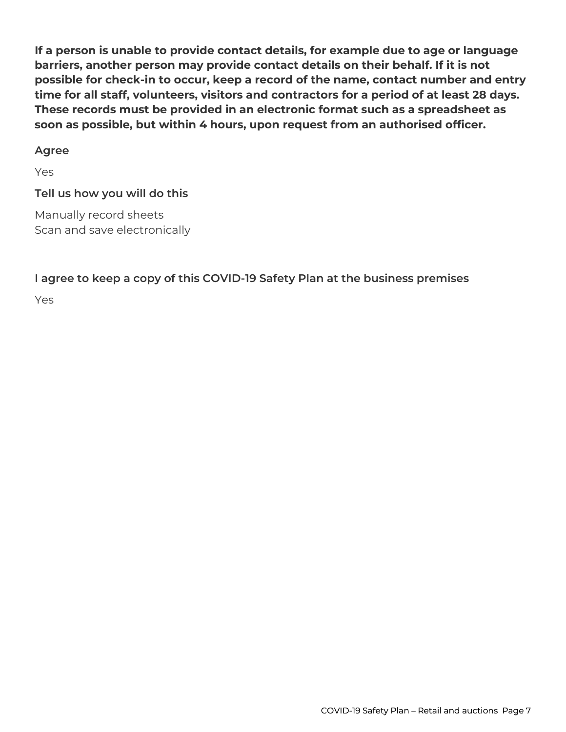**If a person is unable to provide contact details, for example due to age or language barriers, another person may provide contact details on their behalf. If it is not possible for check-in to occur, keep a record of the name, contact number and entry time for all staff, volunteers, visitors and contractors for a period of at least 28 days. These records must be provided in an electronic format such as a spreadsheet as soon as possible, but within 4 hours, upon request from an authorised officer.**

**Agree**

Yes

**Tell us how you will do this**

Manually record sheets
Scan and save electronically

**I agree to keep a copy of this COVID-19 Safety Plan at the business premises**

Yes